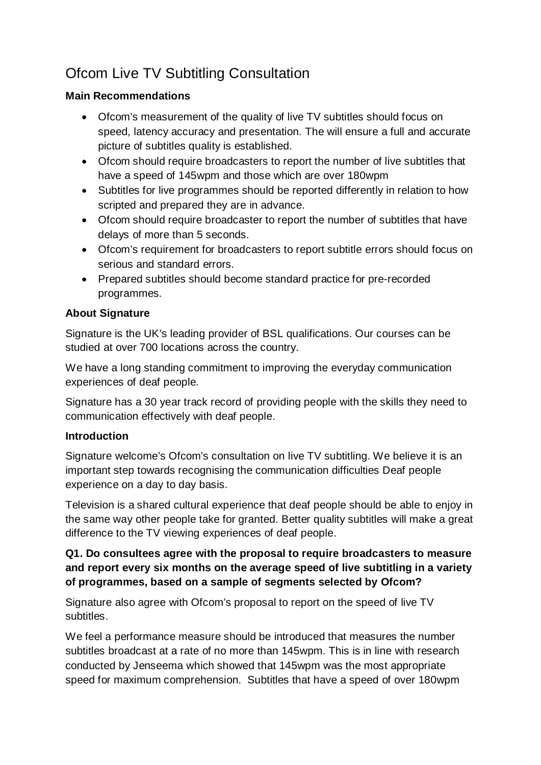# Ofcom Live TV Subtitling Consultation

**Main Recommendations**

- Ofcom's measurement of the quality of live TV subtitles should focus on speed, latency accuracy and presentation. The will ensure a full and accurate picture of subtitles quality is established.
- Ofcom should require broadcasters to report the number of live subtitles that have a speed of 145wpm and those which are over 180wpm
- Subtitles for live programmes should be reported differently in relation to how scripted and prepared they are in advance.
- Ofcom should require broadcaster to report the number of subtitles that have delays of more than 5 seconds.
- Ofcom's requirement for broadcasters to report subtitle errors should focus on serious and standard errors.
- Prepared subtitles should become standard practice for pre-recorded programmes.

**About Signature**

Signature is the UK's leading provider of BSL qualifications. Our courses can be studied at over 700 locations across the country.

We have a long standing commitment to improving the everyday communication experiences of deaf people.

Signature has a 30 year track record of providing people with the skills they need to communication effectively with deaf people.

**Introduction**

Signature welcome's Ofcom's consultation on live TV subtitling. We believe it is an important step towards recognising the communication difficulties Deaf people experience on a day to day basis.

Television is a shared cultural experience that deaf people should be able to enjoy in the same way other people take for granted. Better quality subtitles will make a great difference to the TV viewing experiences of deaf people.

**Q1. Do consultees agree with the proposal to require broadcasters to measure and report every six months on the average speed of live subtitling in a variety of programmes, based on a sample of segments selected by Ofcom?**

Signature also agree with Ofcom's proposal to report on the speed of live TV subtitles.

We feel a performance measure should be introduced that measures the number subtitles broadcast at a rate of no more than 145wpm. This is in line with research conducted by Jenseema which showed that 145wpm was the most appropriate speed for maximum comprehension. Subtitles that have a speed of over 180wpm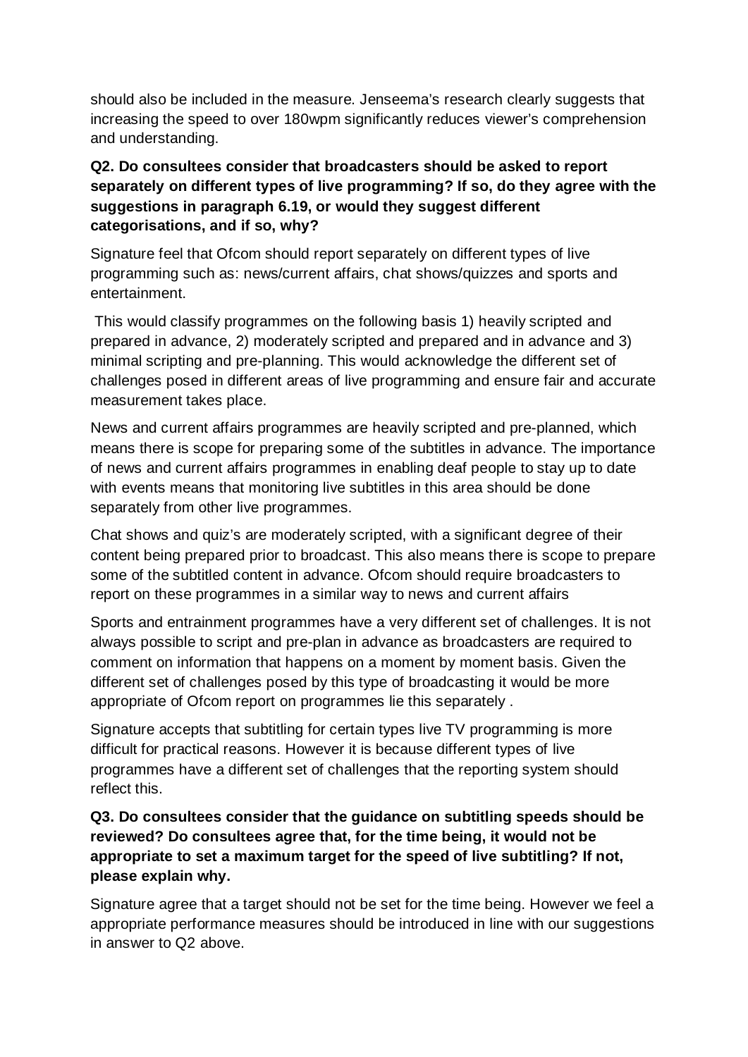should also be included in the measure. Jenseema's research clearly suggests that increasing the speed to over 180wpm significantly reduces viewer's comprehension and understanding.

**Q2. Do consultees consider that broadcasters should be asked to report separately on different types of live programming? If so, do they agree with the suggestions in paragraph 6.19, or would they suggest different categorisations, and if so, why?**

Signature feel that Ofcom should report separately on different types of live programming such as: news/current affairs, chat shows/quizzes and sports and entertainment.

This would classify programmes on the following basis 1) heavily scripted and prepared in advance, 2) moderately scripted and prepared and in advance and 3) minimal scripting and pre-planning. This would acknowledge the different set of challenges posed in different areas of live programming and ensure fair and accurate measurement takes place.

News and current affairs programmes are heavily scripted and pre-planned, which means there is scope for preparing some of the subtitles in advance. The importance of news and current affairs programmes in enabling deaf people to stay up to date with events means that monitoring live subtitles in this area should be done separately from other live programmes.

Chat shows and quiz's are moderately scripted, with a significant degree of their content being prepared prior to broadcast. This also means there is scope to prepare some of the subtitled content in advance. Ofcom should require broadcasters to report on these programmes in a similar way to news and current affairs

Sports and entrainment programmes have a very different set of challenges. It is not always possible to script and pre-plan in advance as broadcasters are required to comment on information that happens on a moment by moment basis. Given the different set of challenges posed by this type of broadcasting it would be more appropriate of Ofcom report on programmes lie this separately .

Signature accepts that subtitling for certain types live TV programming is more difficult for practical reasons. However it is because different types of live programmes have a different set of challenges that the reporting system should reflect this.

**Q3. Do consultees consider that the guidance on subtitling speeds should be reviewed? Do consultees agree that, for the time being, it would not be appropriate to set a maximum target for the speed of live subtitling? If not, please explain why.**

Signature agree that a target should not be set for the time being. However we feel a appropriate performance measures should be introduced in line with our suggestions in answer to Q2 above.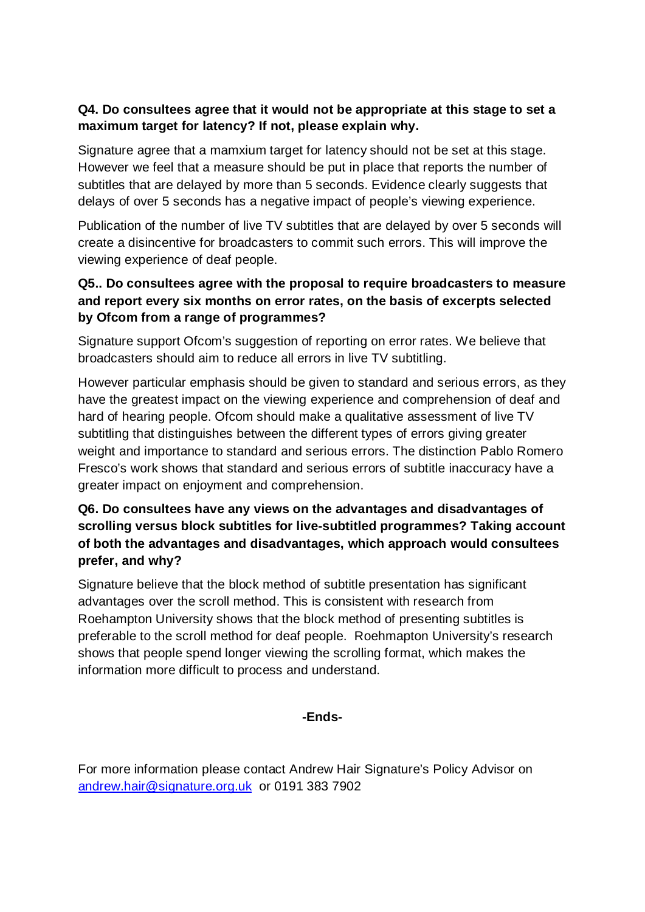**Q4. Do consultees agree that it would not be appropriate at this stage to set a maximum target for latency? If not, please explain why.**

Signature agree that a mamxium target for latency should not be set at this stage. However we feel that a measure should be put in place that reports the number of subtitles that are delayed by more than 5 seconds. Evidence clearly suggests that delays of over 5 seconds has a negative impact of people's viewing experience.

Publication of the number of live TV subtitles that are delayed by over 5 seconds will create a disincentive for broadcasters to commit such errors. This will improve the viewing experience of deaf people.

**Q5.. Do consultees agree with the proposal to require broadcasters to measure and report every six months on error rates, on the basis of excerpts selected by Ofcom from a range of programmes?**

Signature support Ofcom's suggestion of reporting on error rates. We believe that broadcasters should aim to reduce all errors in live TV subtitling.

However particular emphasis should be given to standard and serious errors, as they have the greatest impact on the viewing experience and comprehension of deaf and hard of hearing people. Ofcom should make a qualitative assessment of live TV subtitling that distinguishes between the different types of errors giving greater weight and importance to standard and serious errors. The distinction Pablo Romero Fresco's work shows that standard and serious errors of subtitle inaccuracy have a greater impact on enjoyment and comprehension.

**Q6. Do consultees have any views on the advantages and disadvantages of scrolling versus block subtitles for live-subtitled programmes? Taking account of both the advantages and disadvantages, which approach would consultees prefer, and why?**

Signature believe that the block method of subtitle presentation has significant advantages over the scroll method. This is consistent with research from Roehampton University shows that the block method of presenting subtitles is preferable to the scroll method for deaf people. Roehmapton University's research shows that people spend longer viewing the scrolling format, which makes the information more difficult to process and understand.

**-Ends-**

For more information please contact Andrew Hair Signature's Policy Advisor on andrew.hair@signature.org.uk or 0191 383 7902